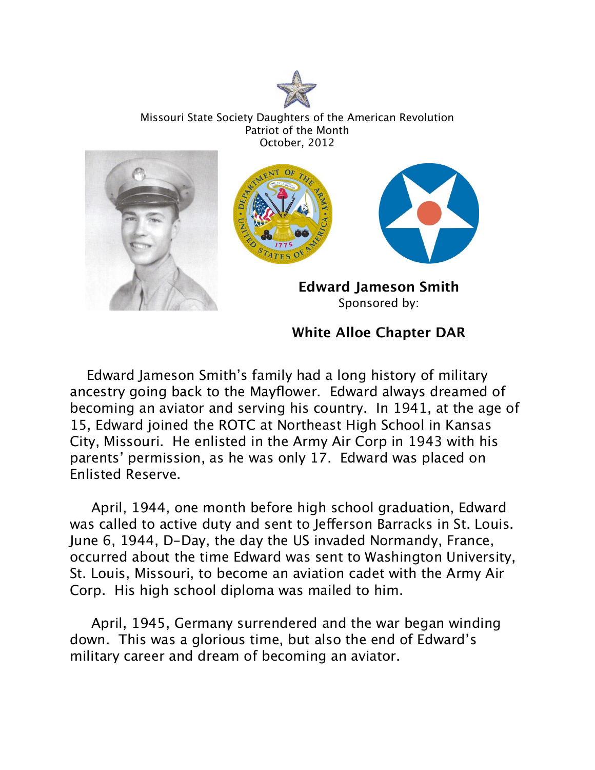Missouri State Society Daughters of the American Revolution
Patriot of the Month
October, 2012

**Edward Jameson Smith**
Sponsored by:

**White Alloe Chapter DAR**

Edward Jameson Smith's family had a long history of military ancestry going back to the Mayflower. Edward always dreamed of becoming an aviator and serving his country. In 1941, at the age of 15, Edward joined the ROTC at Northeast High School in Kansas City, Missouri. He enlisted in the Army Air Corp in 1943 with his parents' permission, as he was only 17. Edward was placed on Enlisted Reserve.

April, 1944, one month before high school graduation, Edward was called to active duty and sent to Jefferson Barracks in St. Louis. June 6, 1944, D-Day, the day the US invaded Normandy, France, occurred about the time Edward was sent to Washington University, St. Louis, Missouri, to become an aviation cadet with the Army Air Corp. His high school diploma was mailed to him.

April, 1945, Germany surrendered and the war began winding down. This was a glorious time, but also the end of Edward's military career and dream of becoming an aviator.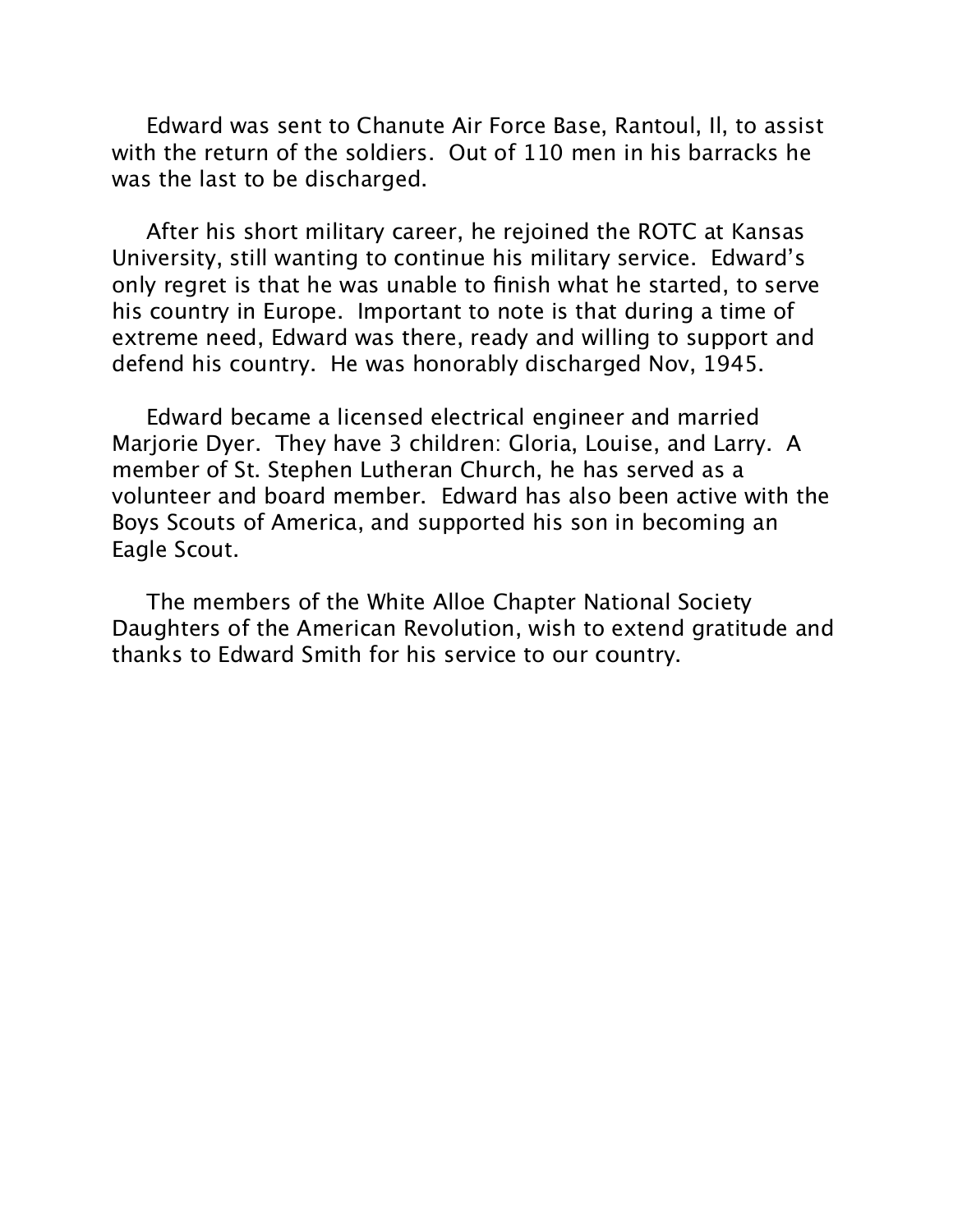Edward was sent to Chanute Air Force Base, Rantoul, Il, to assist with the return of the soldiers. Out of 110 men in his barracks he was the last to be discharged.

After his short military career, he rejoined the ROTC at Kansas University, still wanting to continue his military service. Edward's only regret is that he was unable to finish what he started, to serve his country in Europe. Important to note is that during a time of extreme need, Edward was there, ready and willing to support and defend his country. He was honorably discharged Nov, 1945.

Edward became a licensed electrical engineer and married Marjorie Dyer. They have 3 children: Gloria, Louise, and Larry. A member of St. Stephen Lutheran Church, he has served as a volunteer and board member. Edward has also been active with the Boys Scouts of America, and supported his son in becoming an Eagle Scout.

The members of the White Alloe Chapter National Society Daughters of the American Revolution, wish to extend gratitude and thanks to Edward Smith for his service to our country.